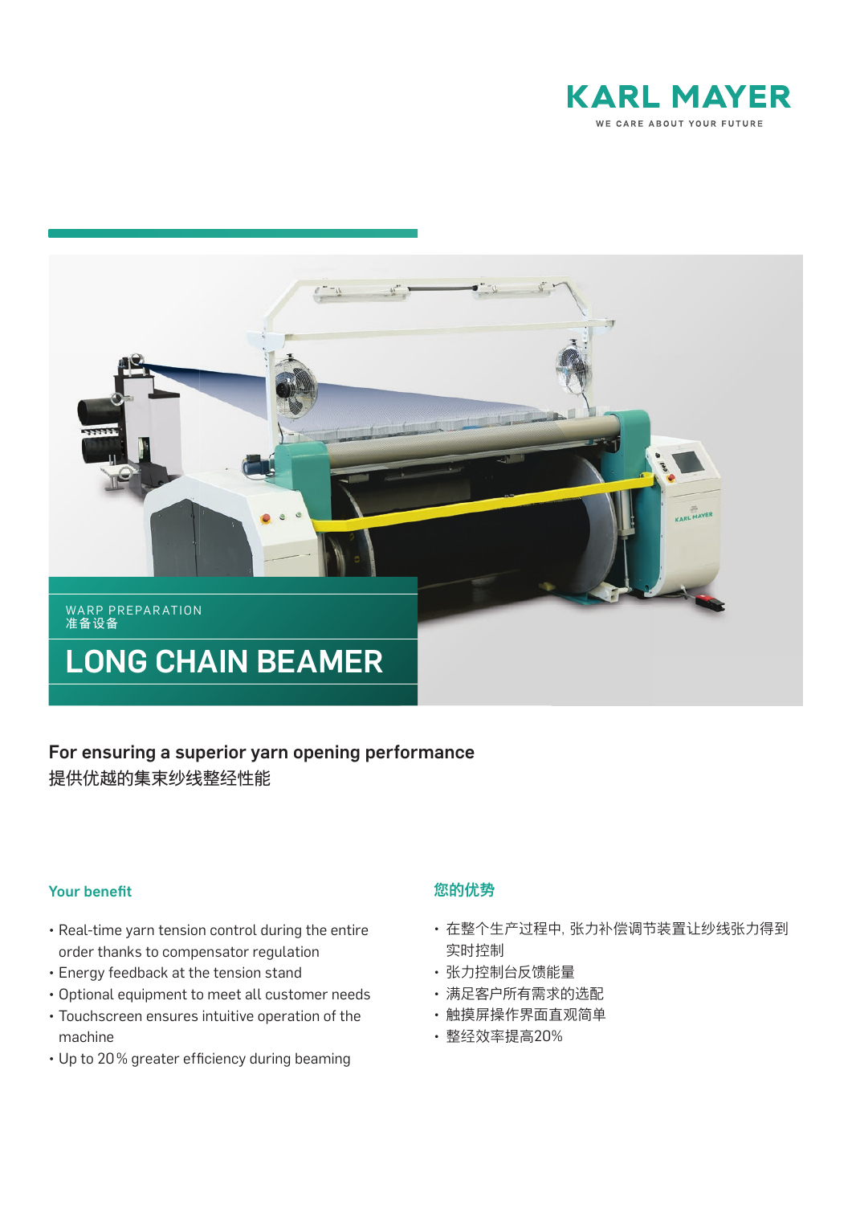KARL MAYER

WE CARE ABOUT YOUR FUTURE

WARP PREPARATION
准备设备

# LONG CHAIN BEAMER

## For ensuring a superior yarn opening performance
提供优越的集束纱线整经性能

### Your benefit

- Real-time yarn tension control during the entire order thanks to compensator regulation
- Energy feedback at the tension stand
- Optional equipment to meet all customer needs
- Touchscreen ensures intuitive operation of the machine
- Up to 20 % greater efficiency during beaming

### 您的优势

- 在整个生产过程中, 张力补偿调节装置让纱线张力得到实时控制
- 张力控制台反馈能量
- 满足客户所有需求的选配
- 触摸屏操作界面直观简单
- 整经效率提高20%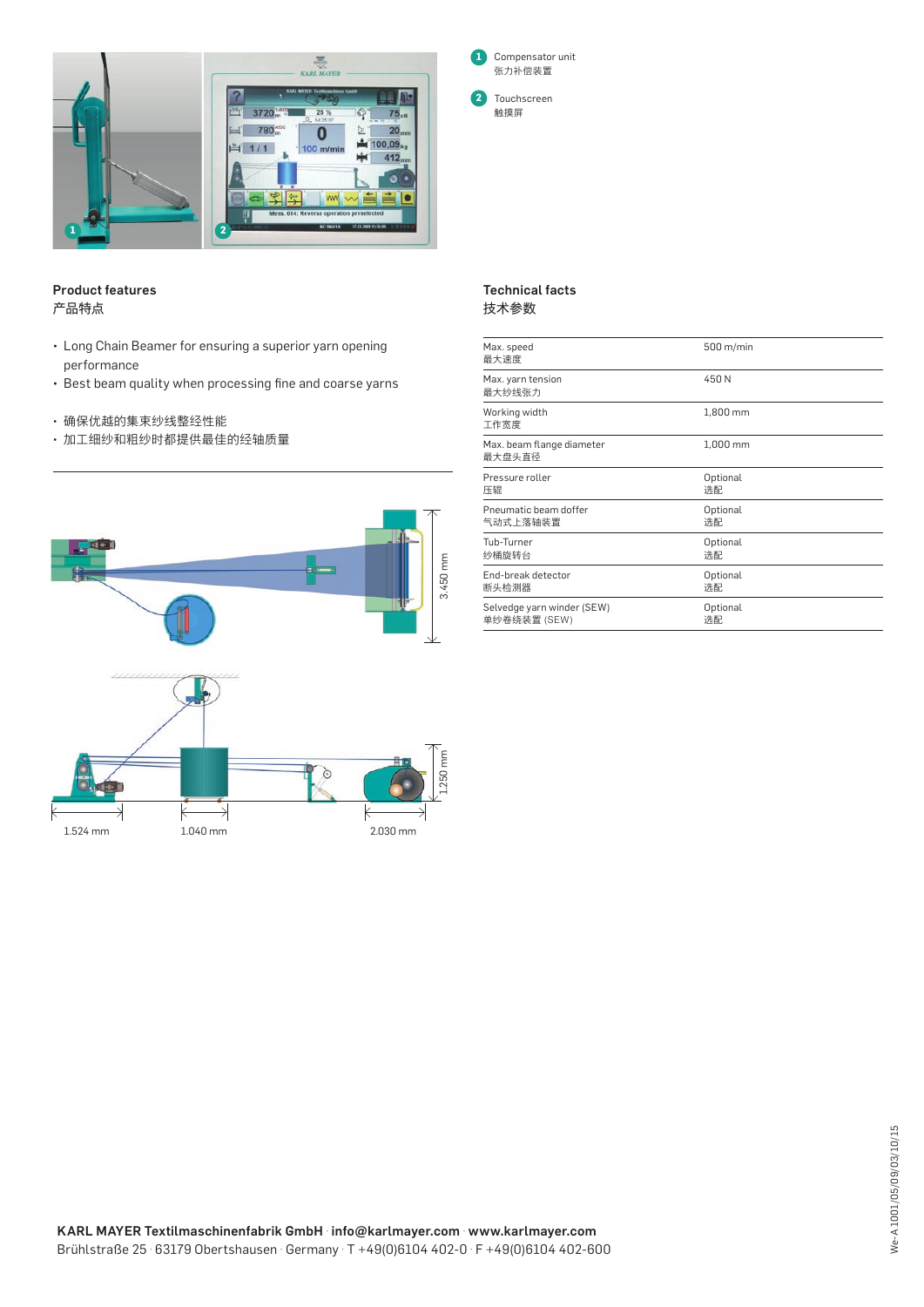1 Compensator unit
张力补偿装置

2 Touchscreen
触摸屏

### Product features
### 产品特点

- Long Chain Beamer for ensuring a superior yarn opening performance
- Best beam quality when processing fine and coarse yarns

- 确保优越的集束纱线整经性能
- 加工细纱和粗纱时都提供最佳的经轴质量

3.450 mm

1.250 mm

1.524 mm

1.040 mm

2.030 mm

### Technical facts
### 技术参数

| | |
|---|---|
| Max. speed<br>最大速度 | 500 m/min |
| Max. yarn tension<br>最大纱线张力 | 450 N |
| Working width<br>工作宽度 | 1,800 mm |
| Max. beam flange diameter<br>最大盘头直径 | 1,000 mm |
| Pressure roller<br>压辊 | Optional<br>选配 |
| Pneumatic beam doffer<br>气动式上落轴装置 | Optional<br>选配 |
| Tub-Turner<br>纱桶旋转台 | Optional<br>选配 |
| End-break detector<br>断头检测器 | Optional<br>选配 |
| Selvedge yarn winder (SEW)<br>单纱卷绕装置 (SEW) | Optional<br>选配 |

**KARL MAYER Textilmaschinenfabrik GmbH · info@karlmayer.com · www.karlmayer.com**
Brühlstraße 25 · 63179 Obertshausen · Germany · T +49(0)6104 402-0 · F +49(0)6104 402-600

We-A 1001/05/09/03/10/15